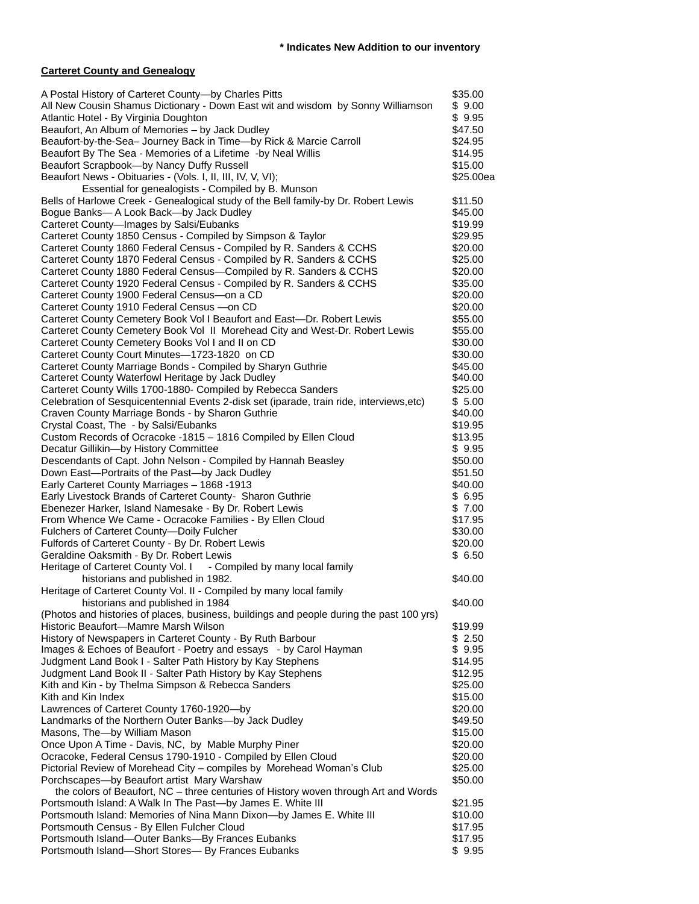**\* Indicates New Addition to our inventory**

**Carteret County and Genealogy**

| Title | Price |
|---|---|
| A Postal History of Carteret County—by Charles Pitts | $35.00 |
| All New Cousin Shamus Dictionary - Down East wit and wisdom by Sonny Williamson | $ 9.00 |
| Atlantic Hotel - By Virginia Doughton | $ 9.95 |
| Beaufort, An Album of Memories – by Jack Dudley | $47.50 |
| Beaufort-by-the-Sea– Journey Back in Time—by Rick & Marcie Carroll | $24.95 |
| Beaufort By The Sea - Memories of a Lifetime -by Neal Willis | $14.95 |
| Beaufort Scrapbook—by Nancy Duffy Russell | $15.00 |
| Beaufort News - Obituaries - (Vols. I, II, III, IV, V, VI); Essential for genealogists - Compiled by B. Munson | $25.00ea |
| Bells of Harlowe Creek - Genealogical study of the Bell family-by Dr. Robert Lewis | $11.50 |
| Bogue Banks— A Look Back—by Jack Dudley | $45.00 |
| Carteret County—Images by Salsi/Eubanks | $19.99 |
| Carteret County 1850 Census - Compiled by Simpson & Taylor | $29.95 |
| Carteret County 1860 Federal Census - Compiled by R. Sanders & CCHS | $20.00 |
| Carteret County 1870 Federal Census - Compiled by R. Sanders & CCHS | $25.00 |
| Carteret County 1880 Federal Census—Compiled by R. Sanders & CCHS | $20.00 |
| Carteret County 1920 Federal Census - Compiled by R. Sanders & CCHS | $35.00 |
| Carteret County 1900 Federal Census—on a CD | $20.00 |
| Carteret County 1910 Federal Census —on CD | $20.00 |
| Carteret County Cemetery Book Vol I Beaufort and East—Dr. Robert Lewis | $55.00 |
| Carteret County Cemetery Book Vol II Morehead City and West-Dr. Robert Lewis | $55.00 |
| Carteret County Cemetery Books Vol I and II on CD | $30.00 |
| Carteret County Court Minutes—1723-1820 on CD | $30.00 |
| Carteret County Marriage Bonds - Compiled by Sharyn Guthrie | $45.00 |
| Carteret County Waterfowl Heritage by Jack Dudley | $40.00 |
| Carteret County Wills 1700-1880- Compiled by Rebecca Sanders | $25.00 |
| Celebration of Sesquicentennial Events 2-disk set (iparade, train ride, interviews,etc) | $ 5.00 |
| Craven County Marriage Bonds - by Sharon Guthrie | $40.00 |
| Crystal Coast, The - by Salsi/Eubanks | $19.95 |
| Custom Records of Ocracoke -1815 – 1816 Compiled by Ellen Cloud | $13.95 |
| Decatur Gillikin—by History Committee | $ 9.95 |
| Descendants of Capt. John Nelson - Compiled by Hannah Beasley | $50.00 |
| Down East—Portraits of the Past—by Jack Dudley | $51.50 |
| Early Carteret County Marriages – 1868 -1913 | $40.00 |
| Early Livestock Brands of Carteret County- Sharon Guthrie | $ 6.95 |
| Ebenezer Harker, Island Namesake - By Dr. Robert Lewis | $ 7.00 |
| From Whence We Came - Ocracoke Families - By Ellen Cloud | $17.95 |
| Fulchers of Carteret County—Doily Fulcher | $30.00 |
| Fulfords of Carteret County - By Dr. Robert Lewis | $20.00 |
| Geraldine Oaksmith - By Dr. Robert Lewis | $ 6.50 |
| Heritage of Carteret County Vol. I - Compiled by many local family historians and published in 1982. | $40.00 |
| Heritage of Carteret County Vol. II - Compiled by many local family historians and published in 1984 (Photos and histories of places, business, buildings and people during the past 100 yrs) | $40.00 |
| Historic Beaufort—Mamre Marsh Wilson | $19.99 |
| History of Newspapers in Carteret County - By Ruth Barbour | $ 2.50 |
| Images & Echoes of Beaufort - Poetry and essays - by Carol Hayman | $ 9.95 |
| Judgment Land Book I - Salter Path History by Kay Stephens | $14.95 |
| Judgment Land Book II - Salter Path History by Kay Stephens | $12.95 |
| Kith and Kin - by Thelma Simpson & Rebecca Sanders | $25.00 |
| Kith and Kin Index | $15.00 |
| Lawrences of Carteret County 1760-1920—by | $20.00 |
| Landmarks of the Northern Outer Banks—by Jack Dudley | $49.50 |
| Masons, The—by William Mason | $15.00 |
| Once Upon A Time - Davis, NC, by Mable Murphy Piner | $20.00 |
| Ocracoke, Federal Census 1790-1910 - Compiled by Ellen Cloud | $20.00 |
| Pictorial Review of Morehead City – compiles by Morehead Woman's Club | $25.00 |
| Porchscapes—by Beaufort artist Mary Warshaw the colors of Beaufort, NC – three centuries of History woven through Art and Words | $50.00 |
| Portsmouth Island: A Walk In The Past—by James E. White III | $21.95 |
| Portsmouth Island: Memories of Nina Mann Dixon—by James E. White III | $10.00 |
| Portsmouth Census - By Ellen Fulcher Cloud | $17.95 |
| Portsmouth Island—Outer Banks—By Frances Eubanks | $17.95 |
| Portsmouth Island—Short Stores— By Frances Eubanks | $ 9.95 |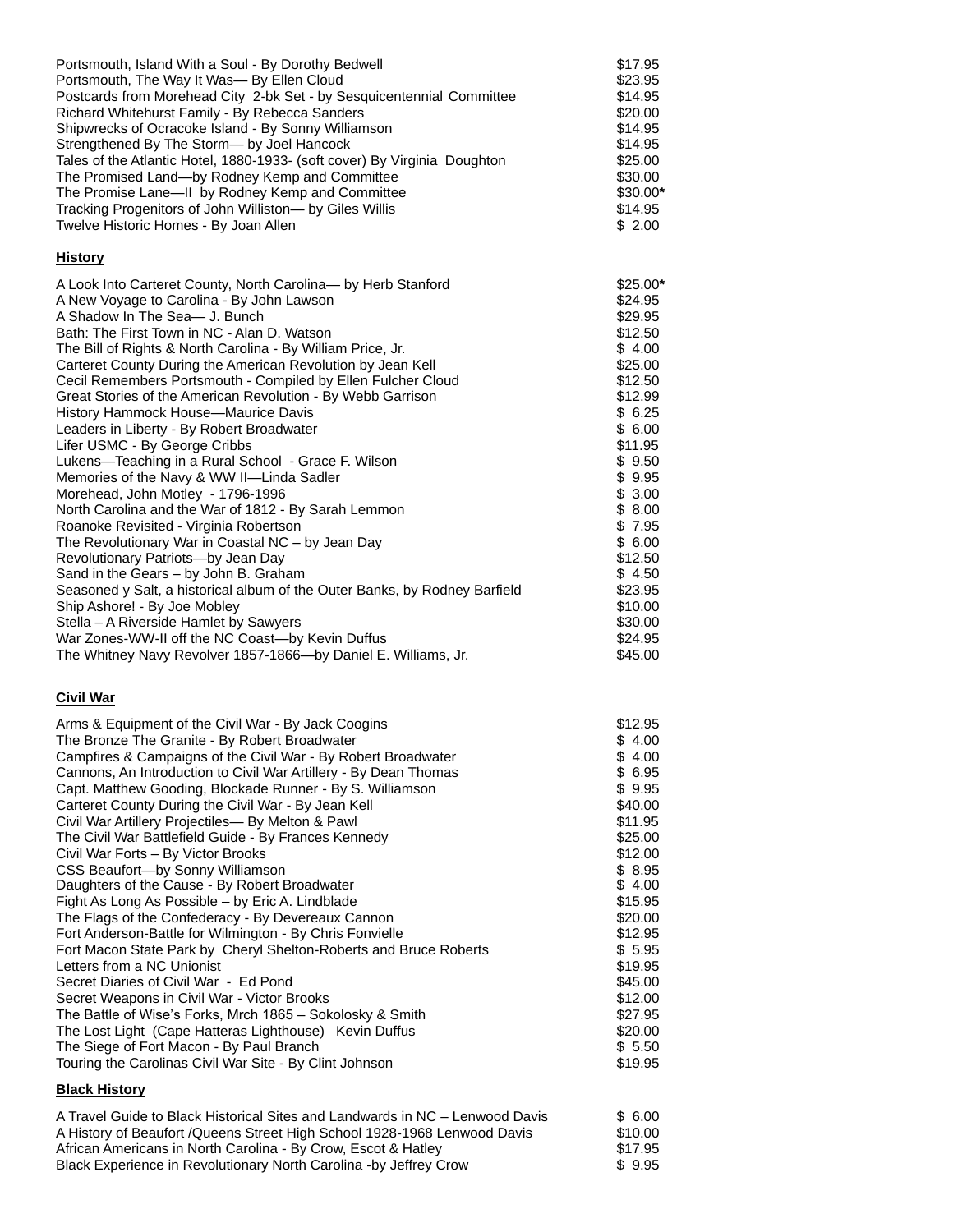| | |
|---|---|
| Portsmouth, Island With a Soul - By Dorothy Bedwell | $17.95 |
| Portsmouth, The Way It Was— By Ellen Cloud | $23.95 |
| Postcards from Morehead City 2-bk Set - by Sesquicentennial Committee | $14.95 |
| Richard Whitehurst Family - By Rebecca Sanders | $20.00 |
| Shipwrecks of Ocracoke Island - By Sonny Williamson | $14.95 |
| Strengthened By The Storm— by Joel Hancock | $14.95 |
| Tales of the Atlantic Hotel, 1880-1933- (soft cover) By Virginia Doughton | $25.00 |
| The Promised Land—by Rodney Kemp and Committee | $30.00 |
| The Promise Lane—II by Rodney Kemp and Committee | $30.00* |
| Tracking Progenitors of John Williston— by Giles Willis | $14.95 |
| Twelve Historic Homes - By Joan Allen | $ 2.00 |

**History**

| | |
|---|---|
| A Look Into Carteret County, North Carolina— by Herb Stanford | $25.00* |
| A New Voyage to Carolina - By John Lawson | $24.95 |
| A Shadow In The Sea— J. Bunch | $29.95 |
| Bath: The First Town in NC - Alan D. Watson | $12.50 |
| The Bill of Rights & North Carolina - By William Price, Jr. | $ 4.00 |
| Carteret County During the American Revolution by Jean Kell | $25.00 |
| Cecil Remembers Portsmouth - Compiled by Ellen Fulcher Cloud | $12.50 |
| Great Stories of the American Revolution - By Webb Garrison | $12.99 |
| History Hammock House—Maurice Davis | $ 6.25 |
| Leaders in Liberty - By Robert Broadwater | $ 6.00 |
| Lifer USMC - By George Cribbs | $11.95 |
| Lukens—Teaching in a Rural School - Grace F. Wilson | $ 9.50 |
| Memories of the Navy & WW II—Linda Sadler | $ 9.95 |
| Morehead, John Motley - 1796-1996 | $ 3.00 |
| North Carolina and the War of 1812 - By Sarah Lemmon | $ 8.00 |
| Roanoke Revisited - Virginia Robertson | $ 7.95 |
| The Revolutionary War in Coastal NC – by Jean Day | $ 6.00 |
| Revolutionary Patriots—by Jean Day | $12.50 |
| Sand in the Gears – by John B. Graham | $ 4.50 |
| Seasoned y Salt, a historical album of the Outer Banks, by Rodney Barfield | $23.95 |
| Ship Ashore! - By Joe Mobley | $10.00 |
| Stella – A Riverside Hamlet by Sawyers | $30.00 |
| War Zones-WW-II off the NC Coast—by Kevin Duffus | $24.95 |
| The Whitney Navy Revolver 1857-1866—by Daniel E. Williams, Jr. | $45.00 |

**Civil War**

| | |
|---|---|
| Arms & Equipment of the Civil War - By Jack Coogins | $12.95 |
| The Bronze The Granite - By Robert Broadwater | $ 4.00 |
| Campfires & Campaigns of the Civil War - By Robert Broadwater | $ 4.00 |
| Cannons, An Introduction to Civil War Artillery - By Dean Thomas | $ 6.95 |
| Capt. Matthew Gooding, Blockade Runner - By S. Williamson | $ 9.95 |
| Carteret County During the Civil War - By Jean Kell | $40.00 |
| Civil War Artillery Projectiles— By Melton & Pawl | $11.95 |
| The Civil War Battlefield Guide - By Frances Kennedy | $25.00 |
| Civil War Forts – By Victor Brooks | $12.00 |
| CSS Beaufort—by Sonny Williamson | $ 8.95 |
| Daughters of the Cause - By Robert Broadwater | $ 4.00 |
| Fight As Long As Possible – by Eric A. Lindblade | $15.95 |
| The Flags of the Confederacy - By Devereaux Cannon | $20.00 |
| Fort Anderson-Battle for Wilmington - By Chris Fonvielle | $12.95 |
| Fort Macon State Park by Cheryl Shelton-Roberts and Bruce Roberts | $ 5.95 |
| Letters from a NC Unionist | $19.95 |
| Secret Diaries of Civil War - Ed Pond | $45.00 |
| Secret Weapons in Civil War - Victor Brooks | $12.00 |
| The Battle of Wise's Forks, Mrch 1865 – Sokolosky & Smith | $27.95 |
| The Lost Light (Cape Hatteras Lighthouse) Kevin Duffus | $20.00 |
| The Siege of Fort Macon - By Paul Branch | $ 5.50 |
| Touring the Carolinas Civil War Site - By Clint Johnson | $19.95 |

**Black History**

| | |
|---|---|
| A Travel Guide to Black Historical Sites and Landwards in NC – Lenwood Davis | $ 6.00 |
| A History of Beaufort /Queens Street High School 1928-1968 Lenwood Davis | $10.00 |
| African Americans in North Carolina - By Crow, Escot & Hatley | $17.95 |
| Black Experience in Revolutionary North Carolina -by Jeffrey Crow | $ 9.95 |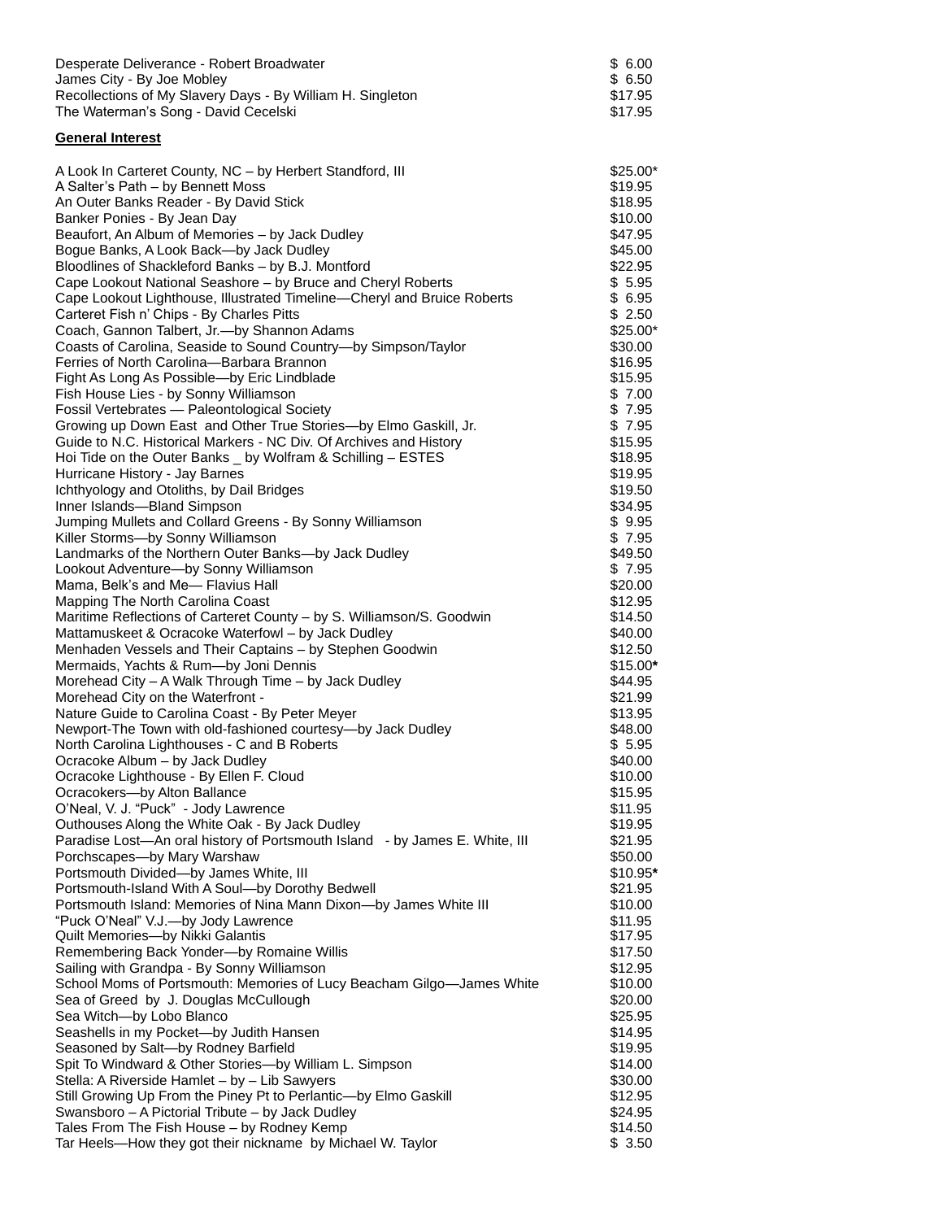| | |
|---|---|
| Desperate Deliverance - Robert Broadwater | $ 6.00 |
| James City - By Joe Mobley | $ 6.50 |
| Recollections of My Slavery Days - By William H. Singleton | $17.95 |
| The Waterman's Song - David Cecelski | $17.95 |

**General Interest**

| | |
|---|---|
| A Look In Carteret County, NC – by Herbert Standford, III | $25.00* |
| A Salter's Path – by Bennett Moss | $19.95 |
| An Outer Banks Reader - By David Stick | $18.95 |
| Banker Ponies - By Jean Day | $10.00 |
| Beaufort, An Album of Memories – by Jack Dudley | $47.95 |
| Bogue Banks, A Look Back—by Jack Dudley | $45.00 |
| Bloodlines of Shackleford Banks – by B.J. Montford | $22.95 |
| Cape Lookout National Seashore – by Bruce and Cheryl Roberts | $ 5.95 |
| Cape Lookout Lighthouse, Illustrated Timeline—Cheryl and Bruice Roberts | $ 6.95 |
| Carteret Fish n' Chips - By Charles Pitts | $ 2.50 |
| Coach, Gannon Talbert, Jr.—by Shannon Adams | $25.00* |
| Coasts of Carolina, Seaside to Sound Country—by Simpson/Taylor | $30.00 |
| Ferries of North Carolina—Barbara Brannon | $16.95 |
| Fight As Long As Possible—by Eric Lindblade | $15.95 |
| Fish House Lies - by Sonny Williamson | $ 7.00 |
| Fossil Vertebrates — Paleontological Society | $ 7.95 |
| Growing up Down East and Other True Stories—by Elmo Gaskill, Jr. | $ 7.95 |
| Guide to N.C. Historical Markers - NC Div. Of Archives and History | $15.95 |
| Hoi Tide on the Outer Banks _ by Wolfram & Schilling – ESTES | $18.95 |
| Hurricane History - Jay Barnes | $19.95 |
| Ichthyology and Otoliths, by Dail Bridges | $19.50 |
| Inner Islands—Bland Simpson | $34.95 |
| Jumping Mullets and Collard Greens - By Sonny Williamson | $ 9.95 |
| Killer Storms—by Sonny Williamson | $ 7.95 |
| Landmarks of the Northern Outer Banks—by Jack Dudley | $49.50 |
| Lookout Adventure—by Sonny Williamson | $ 7.95 |
| Mama, Belk's and Me— Flavius Hall | $20.00 |
| Mapping The North Carolina Coast | $12.95 |
| Maritime Reflections of Carteret County – by S. Williamson/S. Goodwin | $14.50 |
| Mattamuskeet & Ocracoke Waterfowl – by Jack Dudley | $40.00 |
| Menhaden Vessels and Their Captains – by Stephen Goodwin | $12.50 |
| Mermaids, Yachts & Rum—by Joni Dennis | $15.00* |
| Morehead City – A Walk Through Time – by Jack Dudley | $44.95 |
| Morehead City on the Waterfront - | $21.99 |
| Nature Guide to Carolina Coast - By Peter Meyer | $13.95 |
| Newport-The Town with old-fashioned courtesy—by Jack Dudley | $48.00 |
| North Carolina Lighthouses - C and B Roberts | $ 5.95 |
| Ocracoke Album – by Jack Dudley | $40.00 |
| Ocracoke Lighthouse - By Ellen F. Cloud | $10.00 |
| Ocracokers—by Alton Ballance | $15.95 |
| O'Neal, V. J. "Puck" - Jody Lawrence | $11.95 |
| Outhouses Along the White Oak - By Jack Dudley | $19.95 |
| Paradise Lost—An oral history of Portsmouth Island - by James E. White, III | $21.95 |
| Porchscapes—by Mary Warshaw | $50.00 |
| Portsmouth Divided—by James White, III | $10.95* |
| Portsmouth-Island With A Soul—by Dorothy Bedwell | $21.95 |
| Portsmouth Island: Memories of Nina Mann Dixon—by James White III | $10.00 |
| "Puck O'Neal" V.J.—by Jody Lawrence | $11.95 |
| Quilt Memories—by Nikki Galantis | $17.95 |
| Remembering Back Yonder—by Romaine Willis | $17.50 |
| Sailing with Grandpa - By Sonny Williamson | $12.95 |
| School Moms of Portsmouth: Memories of Lucy Beacham Gilgo—James White | $10.00 |
| Sea of Greed by J. Douglas McCullough | $20.00 |
| Sea Witch—by Lobo Blanco | $25.95 |
| Seashells in my Pocket—by Judith Hansen | $14.95 |
| Seasoned by Salt—by Rodney Barfield | $19.95 |
| Spit To Windward & Other Stories—by William L. Simpson | $14.00 |
| Stella: A Riverside Hamlet – by – Lib Sawyers | $30.00 |
| Still Growing Up From the Piney Pt to Perlantic—by Elmo Gaskill | $12.95 |
| Swansboro – A Pictorial Tribute – by Jack Dudley | $24.95 |
| Tales From The Fish House – by Rodney Kemp | $14.50 |
| Tar Heels—How they got their nickname by Michael W. Taylor | $ 3.50 |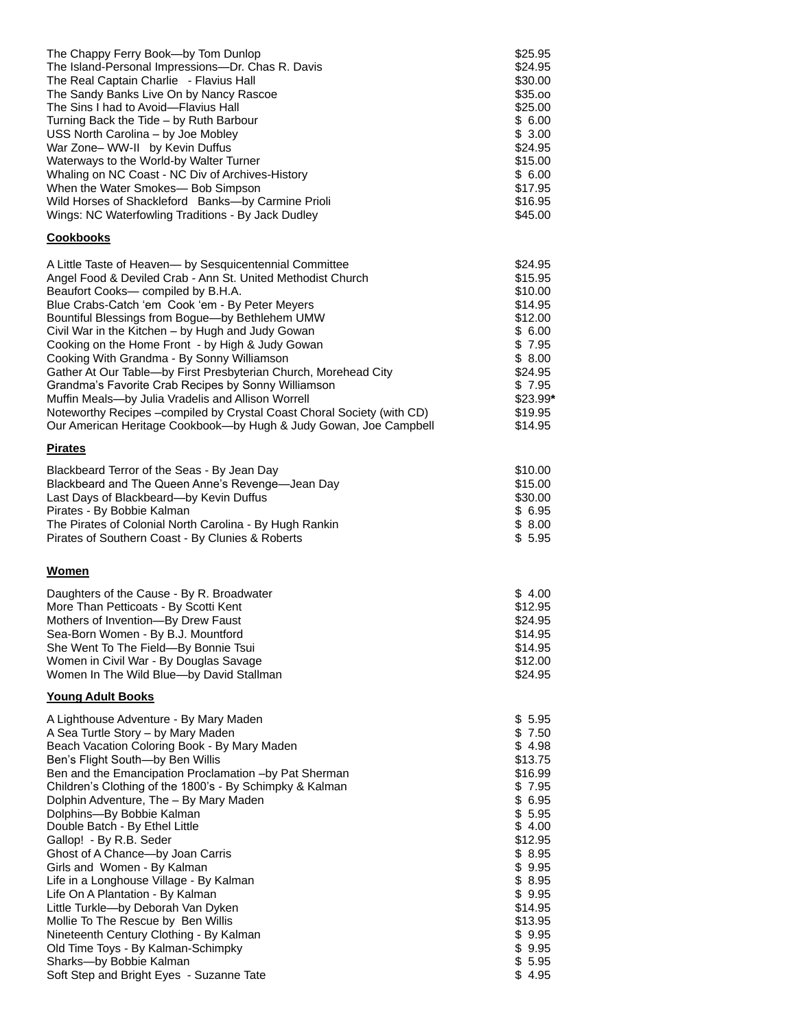| | |
|---|---|
| The Chappy Ferry Book—by Tom Dunlop | $25.95 |
| The Island-Personal Impressions—Dr. Chas R. Davis | $24.95 |
| The Real Captain Charlie - Flavius Hall | $30.00 |
| The Sandy Banks Live On by Nancy Rascoe | $35.oo |
| The Sins I had to Avoid—Flavius Hall | $25.00 |
| Turning Back the Tide – by Ruth Barbour | $ 6.00 |
| USS North Carolina – by Joe Mobley | $ 3.00 |
| War Zone– WW-II by Kevin Duffus | $24.95 |
| Waterways to the World-by Walter Turner | $15.00 |
| Whaling on NC Coast - NC Div of Archives-History | $ 6.00 |
| When the Water Smokes— Bob Simpson | $17.95 |
| Wild Horses of Shackleford Banks—by Carmine Prioli | $16.95 |
| Wings: NC Waterfowling Traditions - By Jack Dudley | $45.00 |

**Cookbooks**

| | |
|---|---|
| A Little Taste of Heaven— by Sesquicentennial Committee | $24.95 |
| Angel Food & Deviled Crab - Ann St. United Methodist Church | $15.95 |
| Beaufort Cooks— compiled by B.H.A. | $10.00 |
| Blue Crabs-Catch 'em Cook 'em - By Peter Meyers | $14.95 |
| Bountiful Blessings from Bogue—by Bethlehem UMW | $12.00 |
| Civil War in the Kitchen – by Hugh and Judy Gowan | $ 6.00 |
| Cooking on the Home Front - by High & Judy Gowan | $ 7.95 |
| Cooking With Grandma - By Sonny Williamson | $ 8.00 |
| Gather At Our Table—by First Presbyterian Church, Morehead City | $24.95 |
| Grandma's Favorite Crab Recipes by Sonny Williamson | $ 7.95 |
| Muffin Meals—by Julia Vradelis and Allison Worrell | $23.99**\*** |
| Noteworthy Recipes –compiled by Crystal Coast Choral Society (with CD) | $19.95 |
| Our American Heritage Cookbook—by Hugh & Judy Gowan, Joe Campbell | $14.95 |

**Pirates**

| | |
|---|---|
| Blackbeard Terror of the Seas - By Jean Day | $10.00 |
| Blackbeard and The Queen Anne's Revenge—Jean Day | $15.00 |
| Last Days of Blackbeard—by Kevin Duffus | $30.00 |
| Pirates - By Bobbie Kalman | $ 6.95 |
| The Pirates of Colonial North Carolina - By Hugh Rankin | $ 8.00 |
| Pirates of Southern Coast - By Clunies & Roberts | $ 5.95 |

**Women**

| | |
|---|---|
| Daughters of the Cause - By R. Broadwater | $ 4.00 |
| More Than Petticoats - By Scotti Kent | $12.95 |
| Mothers of Invention—By Drew Faust | $24.95 |
| Sea-Born Women - By B.J. Mountford | $14.95 |
| She Went To The Field—By Bonnie Tsui | $14.95 |
| Women in Civil War - By Douglas Savage | $12.00 |
| Women In The Wild Blue—by David Stallman | $24.95 |

**Young Adult Books**

| | |
|---|---|
| A Lighthouse Adventure - By Mary Maden | $ 5.95 |
| A Sea Turtle Story – by Mary Maden | $ 7.50 |
| Beach Vacation Coloring Book - By Mary Maden | $ 4.98 |
| Ben's Flight South—by Ben Willis | $13.75 |
| Ben and the Emancipation Proclamation –by Pat Sherman | $16.99 |
| Children's Clothing of the 1800's - By Schimpky & Kalman | $ 7.95 |
| Dolphin Adventure, The – By Mary Maden | $ 6.95 |
| Dolphins—By Bobbie Kalman | $ 5.95 |
| Double Batch - By Ethel Little | $ 4.00 |
| Gallop! - By R.B. Seder | $12.95 |
| Ghost of A Chance—by Joan Carris | $ 8.95 |
| Girls and Women - By Kalman | $ 9.95 |
| Life in a Longhouse Village - By Kalman | $ 8.95 |
| Life On A Plantation - By Kalman | $ 9.95 |
| Little Turkle—by Deborah Van Dyken | $14.95 |
| Mollie To The Rescue by Ben Willis | $13.95 |
| Nineteenth Century Clothing - By Kalman | $ 9.95 |
| Old Time Toys - By Kalman-Schimpky | $ 9.95 |
| Sharks—by Bobbie Kalman | $ 5.95 |
| Soft Step and Bright Eyes - Suzanne Tate | $ 4.95 |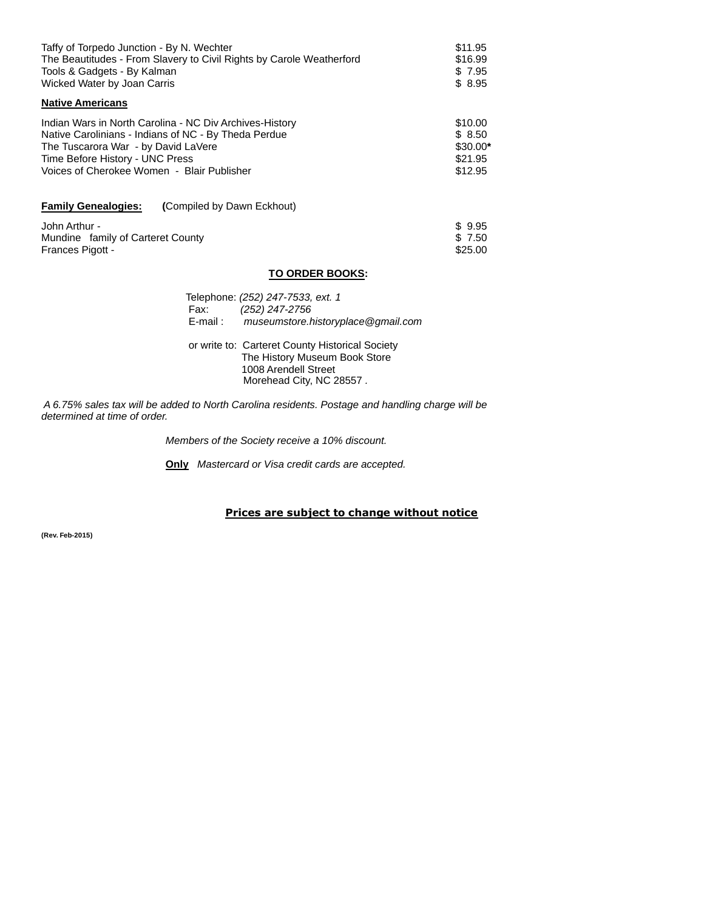| | |
|---|---|
| Taffy of Torpedo Junction - By N. Wechter | $11.95 |
| The Beautitudes - From Slavery to Civil Rights by Carole Weatherford | $16.99 |
| Tools & Gadgets - By Kalman | $ 7.95 |
| Wicked Water by Joan Carris | $ 8.95 |

**Native Americans**

| | |
|---|---|
| Indian Wars in North Carolina - NC Div Archives-History | $10.00 |
| Native Carolinians - Indians of NC - By Theda Perdue | $ 8.50 |
| The Tuscarora War - by David LaVere | $30.00* |
| Time Before History - UNC Press | $21.95 |
| Voices of Cherokee Women - Blair Publisher | $12.95 |

**Family Genealogies:** (Compiled by Dawn Eckhout)

| | |
|---|---|
| John Arthur - | $ 9.95 |
| Mundine family of Carteret County | $ 7.50 |
| Frances Pigott - | $25.00 |

**TO ORDER BOOKS:**

Telephone: *(252) 247-7533, ext. 1*
Fax: *(252) 247-2756*
E-mail : *museumstore.historyplace@gmail.com*

or write to: Carteret County Historical Society
The History Museum Book Store
1008 Arendell Street
Morehead City, NC 28557 .

*A 6.75% sales tax will be added to North Carolina residents. Postage and handling charge will be determined at time of order.*

*Members of the Society receive a 10% discount.*

**Only** *Mastercard or Visa credit cards are accepted.*

**Prices are subject to change without notice**

**(Rev. Feb-2015)**